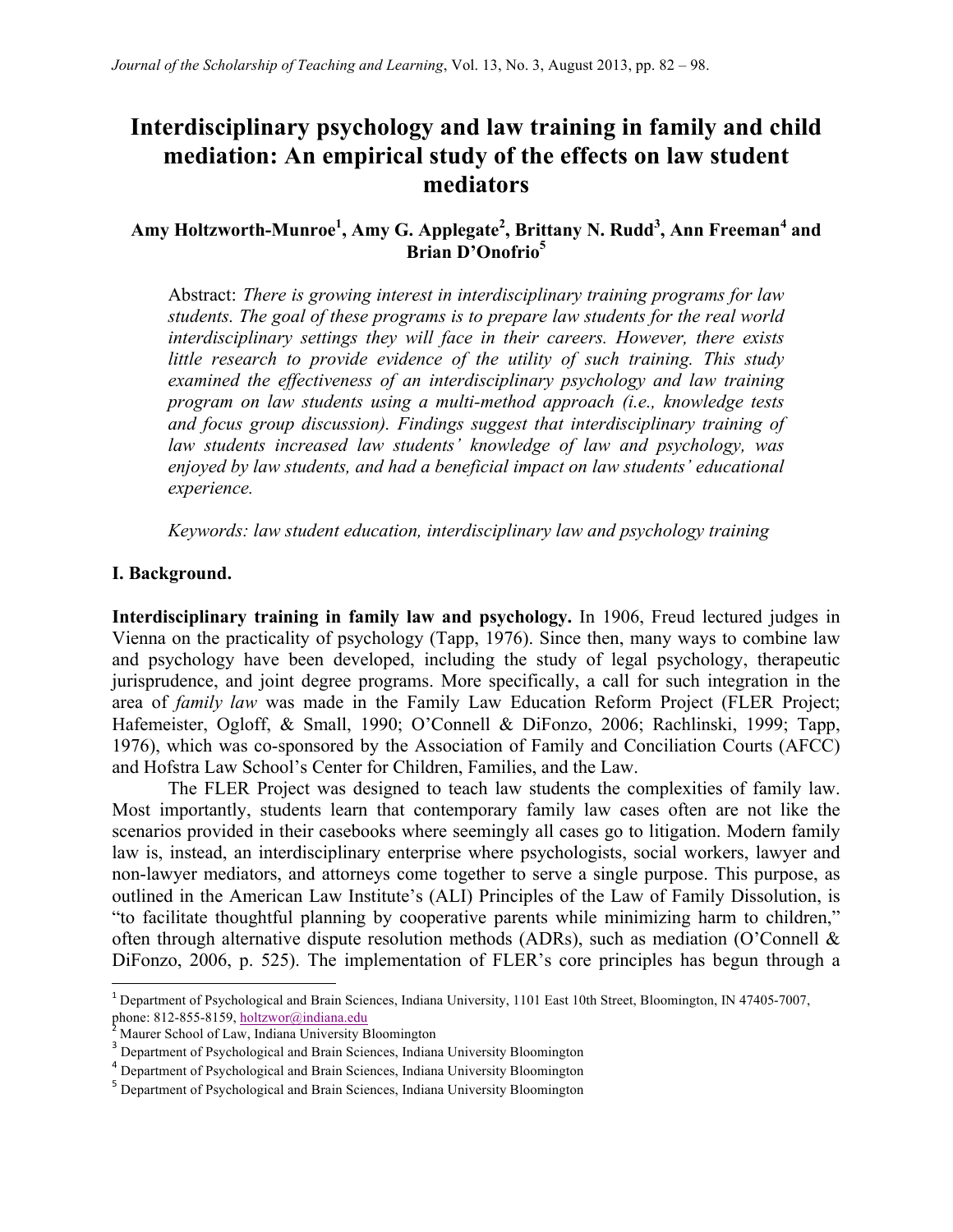# Interdisciplinary psychology and law training in family and child mediation: An empirical study of the effects on law student mediators

**Amy Holtzworth-Munroe[1], Amy G. Applegate[2], Brittany N. Rudd[3], Ann Freeman[4] and Brian D'Onofrio[5]**

Abstract: *There is growing interest in interdisciplinary training programs for law students. The goal of these programs is to prepare law students for the real world interdisciplinary settings they will face in their careers. However, there exists little research to provide evidence of the utility of such training. This study examined the effectiveness of an interdisciplinary psychology and law training program on law students using a multi-method approach (i.e., knowledge tests and focus group discussion). Findings suggest that interdisciplinary training of law students increased law students' knowledge of law and psychology, was enjoyed by law students, and had a beneficial impact on law students' educational experience.*

*Keywords: law student education, interdisciplinary law and psychology training*

## I. Background.

**Interdisciplinary training in family law and psychology.** In 1906, Freud lectured judges in Vienna on the practicality of psychology (Tapp, 1976). Since then, many ways to combine law and psychology have been developed, including the study of legal psychology, therapeutic jurisprudence, and joint degree programs. More specifically, a call for such integration in the area of *family law* was made in the Family Law Education Reform Project (FLER Project; Hafemeister, Ogloff, & Small, 1990; O'Connell & DiFonzo, 2006; Rachlinski, 1999; Tapp, 1976), which was co-sponsored by the Association of Family and Conciliation Courts (AFCC) and Hofstra Law School's Center for Children, Families, and the Law.

The FLER Project was designed to teach law students the complexities of family law. Most importantly, students learn that contemporary family law cases often are not like the scenarios provided in their casebooks where seemingly all cases go to litigation. Modern family law is, instead, an interdisciplinary enterprise where psychologists, social workers, lawyer and non-lawyer mediators, and attorneys come together to serve a single purpose. This purpose, as outlined in the American Law Institute's (ALI) Principles of the Law of Family Dissolution, is "to facilitate thoughtful planning by cooperative parents while minimizing harm to children," often through alternative dispute resolution methods (ADRs), such as mediation (O'Connell & DiFonzo, 2006, p. 525). The implementation of FLER's core principles has begun through a

[1] Department of Psychological and Brain Sciences, Indiana University, 1101 East 10th Street, Bloomington, IN 47405-7007, phone: 812-855-8159, holtzwor@indiana.edu

[2] Maurer School of Law, Indiana University Bloomington

[3] Department of Psychological and Brain Sciences, Indiana University Bloomington

[4] Department of Psychological and Brain Sciences, Indiana University Bloomington

[5] Department of Psychological and Brain Sciences, Indiana University Bloomington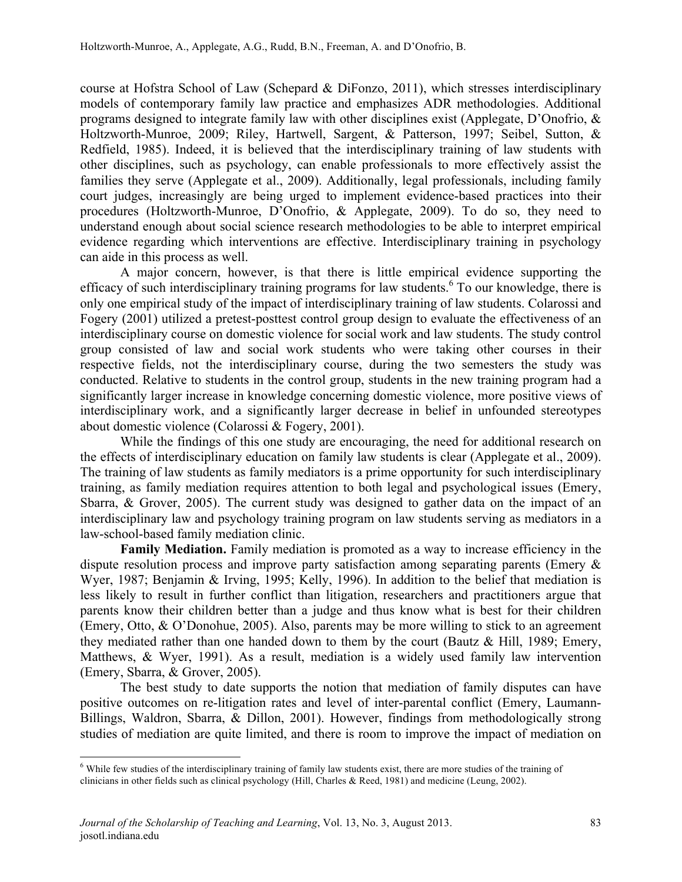course at Hofstra School of Law (Schepard & DiFonzo, 2011), which stresses interdisciplinary models of contemporary family law practice and emphasizes ADR methodologies. Additional programs designed to integrate family law with other disciplines exist (Applegate, D'Onofrio, & Holtzworth-Munroe, 2009; Riley, Hartwell, Sargent, & Patterson, 1997; Seibel, Sutton, & Redfield, 1985). Indeed, it is believed that the interdisciplinary training of law students with other disciplines, such as psychology, can enable professionals to more effectively assist the families they serve (Applegate et al., 2009). Additionally, legal professionals, including family court judges, increasingly are being urged to implement evidence-based practices into their procedures (Holtzworth-Munroe, D'Onofrio, & Applegate, 2009). To do so, they need to understand enough about social science research methodologies to be able to interpret empirical evidence regarding which interventions are effective. Interdisciplinary training in psychology can aide in this process as well.

A major concern, however, is that there is little empirical evidence supporting the efficacy of such interdisciplinary training programs for law students.[6] To our knowledge, there is only one empirical study of the impact of interdisciplinary training of law students. Colarossi and Fogery (2001) utilized a pretest-posttest control group design to evaluate the effectiveness of an interdisciplinary course on domestic violence for social work and law students. The study control group consisted of law and social work students who were taking other courses in their respective fields, not the interdisciplinary course, during the two semesters the study was conducted. Relative to students in the control group, students in the new training program had a significantly larger increase in knowledge concerning domestic violence, more positive views of interdisciplinary work, and a significantly larger decrease in belief in unfounded stereotypes about domestic violence (Colarossi & Fogery, 2001).

While the findings of this one study are encouraging, the need for additional research on the effects of interdisciplinary education on family law students is clear (Applegate et al., 2009). The training of law students as family mediators is a prime opportunity for such interdisciplinary training, as family mediation requires attention to both legal and psychological issues (Emery, Sbarra, & Grover, 2005). The current study was designed to gather data on the impact of an interdisciplinary law and psychology training program on law students serving as mediators in a law-school-based family mediation clinic.

**Family Mediation.** Family mediation is promoted as a way to increase efficiency in the dispute resolution process and improve party satisfaction among separating parents (Emery & Wyer, 1987; Benjamin & Irving, 1995; Kelly, 1996). In addition to the belief that mediation is less likely to result in further conflict than litigation, researchers and practitioners argue that parents know their children better than a judge and thus know what is best for their children (Emery, Otto, & O'Donohue, 2005). Also, parents may be more willing to stick to an agreement they mediated rather than one handed down to them by the court (Bautz & Hill, 1989; Emery, Matthews, & Wyer, 1991). As a result, mediation is a widely used family law intervention (Emery, Sbarra, & Grover, 2005).

The best study to date supports the notion that mediation of family disputes can have positive outcomes on re-litigation rates and level of inter-parental conflict (Emery, Laumann-Billings, Waldron, Sbarra, & Dillon, 2001). However, findings from methodologically strong studies of mediation are quite limited, and there is room to improve the impact of mediation on

[6] While few studies of the interdisciplinary training of family law students exist, there are more studies of the training of clinicians in other fields such as clinical psychology (Hill, Charles & Reed, 1981) and medicine (Leung, 2002).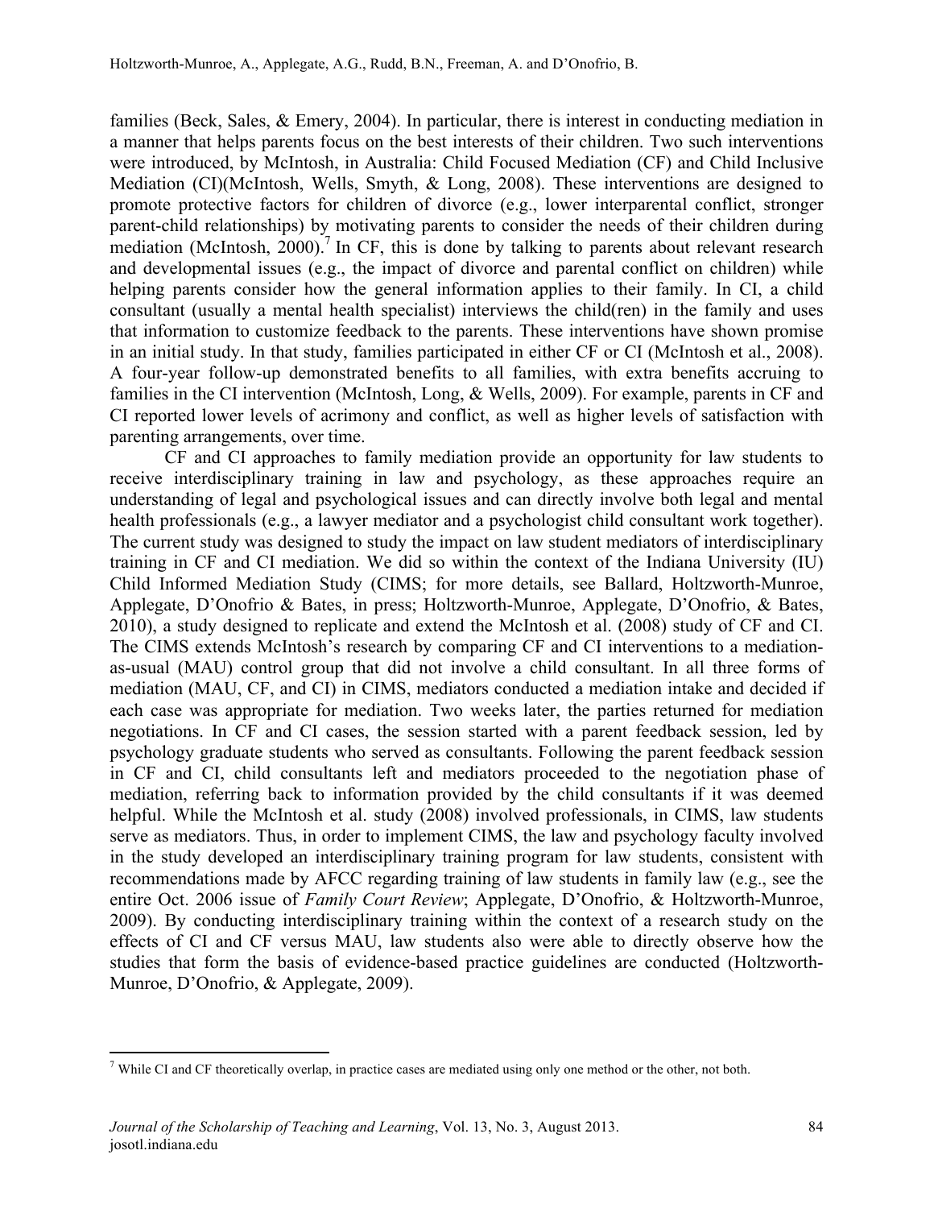families (Beck, Sales, & Emery, 2004). In particular, there is interest in conducting mediation in a manner that helps parents focus on the best interests of their children. Two such interventions were introduced, by McIntosh, in Australia: Child Focused Mediation (CF) and Child Inclusive Mediation (CI)(McIntosh, Wells, Smyth, & Long, 2008). These interventions are designed to promote protective factors for children of divorce (e.g., lower interparental conflict, stronger parent-child relationships) by motivating parents to consider the needs of their children during mediation (McIntosh, 2000).[7] In CF, this is done by talking to parents about relevant research and developmental issues (e.g., the impact of divorce and parental conflict on children) while helping parents consider how the general information applies to their family. In CI, a child consultant (usually a mental health specialist) interviews the child(ren) in the family and uses that information to customize feedback to the parents. These interventions have shown promise in an initial study. In that study, families participated in either CF or CI (McIntosh et al., 2008). A four-year follow-up demonstrated benefits to all families, with extra benefits accruing to families in the CI intervention (McIntosh, Long, & Wells, 2009). For example, parents in CF and CI reported lower levels of acrimony and conflict, as well as higher levels of satisfaction with parenting arrangements, over time.

CF and CI approaches to family mediation provide an opportunity for law students to receive interdisciplinary training in law and psychology, as these approaches require an understanding of legal and psychological issues and can directly involve both legal and mental health professionals (e.g., a lawyer mediator and a psychologist child consultant work together). The current study was designed to study the impact on law student mediators of interdisciplinary training in CF and CI mediation. We did so within the context of the Indiana University (IU) Child Informed Mediation Study (CIMS; for more details, see Ballard, Holtzworth-Munroe, Applegate, D'Onofrio & Bates, in press; Holtzworth-Munroe, Applegate, D'Onofrio, & Bates, 2010), a study designed to replicate and extend the McIntosh et al. (2008) study of CF and CI. The CIMS extends McIntosh's research by comparing CF and CI interventions to a mediation-as-usual (MAU) control group that did not involve a child consultant. In all three forms of mediation (MAU, CF, and CI) in CIMS, mediators conducted a mediation intake and decided if each case was appropriate for mediation. Two weeks later, the parties returned for mediation negotiations. In CF and CI cases, the session started with a parent feedback session, led by psychology graduate students who served as consultants. Following the parent feedback session in CF and CI, child consultants left and mediators proceeded to the negotiation phase of mediation, referring back to information provided by the child consultants if it was deemed helpful. While the McIntosh et al. study (2008) involved professionals, in CIMS, law students serve as mediators. Thus, in order to implement CIMS, the law and psychology faculty involved in the study developed an interdisciplinary training program for law students, consistent with recommendations made by AFCC regarding training of law students in family law (e.g., see the entire Oct. 2006 issue of *Family Court Review*; Applegate, D'Onofrio, & Holtzworth-Munroe, 2009). By conducting interdisciplinary training within the context of a research study on the effects of CI and CF versus MAU, law students also were able to directly observe how the studies that form the basis of evidence-based practice guidelines are conducted (Holtzworth-Munroe, D'Onofrio, & Applegate, 2009).

---

[7] While CI and CF theoretically overlap, in practice cases are mediated using only one method or the other, not both.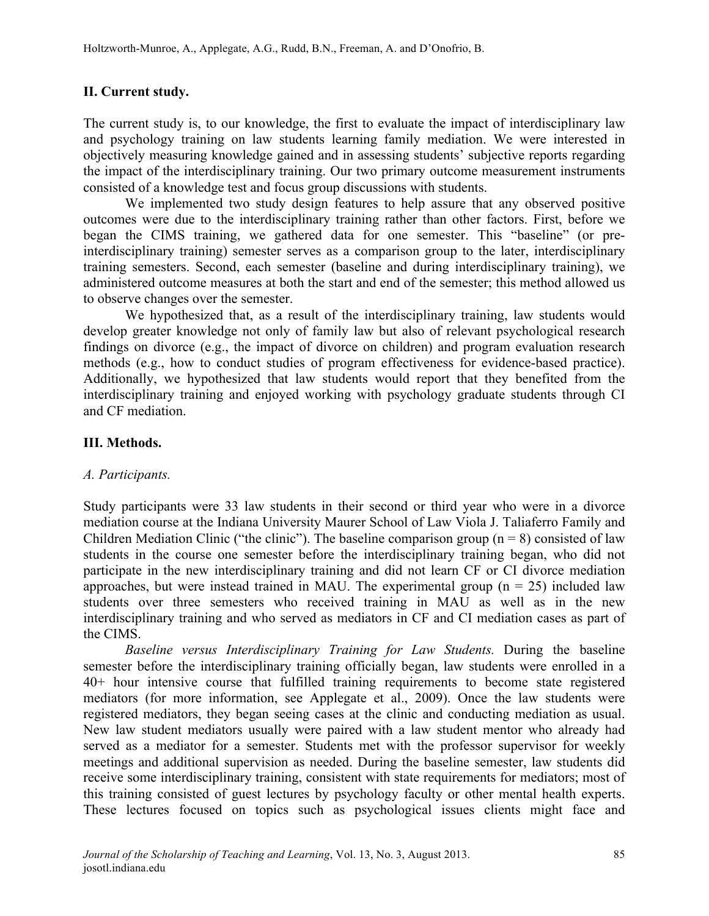## II. Current study.

The current study is, to our knowledge, the first to evaluate the impact of interdisciplinary law and psychology training on law students learning family mediation. We were interested in objectively measuring knowledge gained and in assessing students' subjective reports regarding the impact of the interdisciplinary training. Our two primary outcome measurement instruments consisted of a knowledge test and focus group discussions with students.

We implemented two study design features to help assure that any observed positive outcomes were due to the interdisciplinary training rather than other factors. First, before we began the CIMS training, we gathered data for one semester. This "baseline" (or pre-interdisciplinary training) semester serves as a comparison group to the later, interdisciplinary training semesters. Second, each semester (baseline and during interdisciplinary training), we administered outcome measures at both the start and end of the semester; this method allowed us to observe changes over the semester.

We hypothesized that, as a result of the interdisciplinary training, law students would develop greater knowledge not only of family law but also of relevant psychological research findings on divorce (e.g., the impact of divorce on children) and program evaluation research methods (e.g., how to conduct studies of program effectiveness for evidence-based practice). Additionally, we hypothesized that law students would report that they benefited from the interdisciplinary training and enjoyed working with psychology graduate students through CI and CF mediation.

## III. Methods.

### *A. Participants.*

Study participants were 33 law students in their second or third year who were in a divorce mediation course at the Indiana University Maurer School of Law Viola J. Taliaferro Family and Children Mediation Clinic ("the clinic"). The baseline comparison group (n = 8) consisted of law students in the course one semester before the interdisciplinary training began, who did not participate in the new interdisciplinary training and did not learn CF or CI divorce mediation approaches, but were instead trained in MAU. The experimental group (n = 25) included law students over three semesters who received training in MAU as well as in the new interdisciplinary training and who served as mediators in CF and CI mediation cases as part of the CIMS.

*Baseline versus Interdisciplinary Training for Law Students.* During the baseline semester before the interdisciplinary training officially began, law students were enrolled in a 40+ hour intensive course that fulfilled training requirements to become state registered mediators (for more information, see Applegate et al., 2009). Once the law students were registered mediators, they began seeing cases at the clinic and conducting mediation as usual. New law student mediators usually were paired with a law student mentor who already had served as a mediator for a semester. Students met with the professor supervisor for weekly meetings and additional supervision as needed. During the baseline semester, law students did receive some interdisciplinary training, consistent with state requirements for mediators; most of this training consisted of guest lectures by psychology faculty or other mental health experts. These lectures focused on topics such as psychological issues clients might face and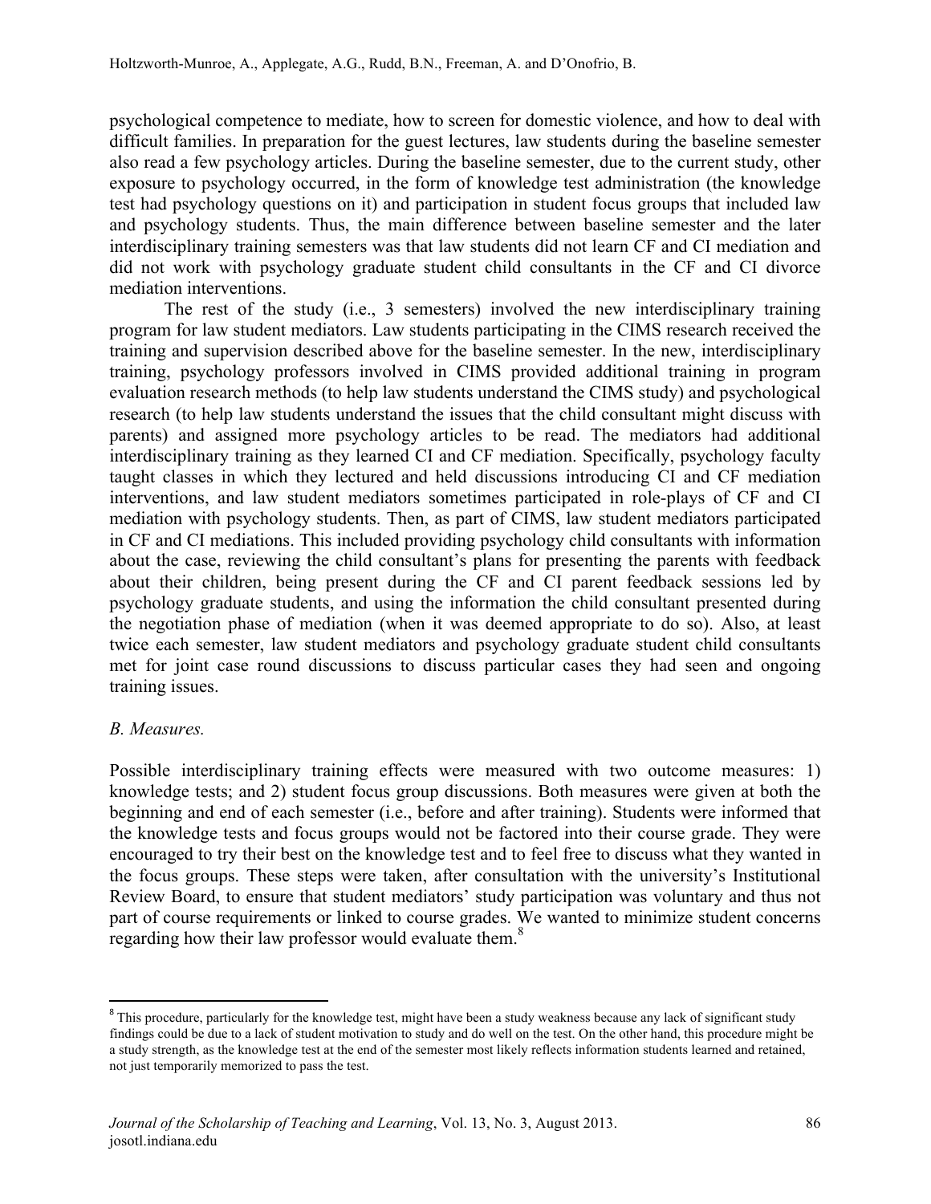psychological competence to mediate, how to screen for domestic violence, and how to deal with difficult families. In preparation for the guest lectures, law students during the baseline semester also read a few psychology articles. During the baseline semester, due to the current study, other exposure to psychology occurred, in the form of knowledge test administration (the knowledge test had psychology questions on it) and participation in student focus groups that included law and psychology students. Thus, the main difference between baseline semester and the later interdisciplinary training semesters was that law students did not learn CF and CI mediation and did not work with psychology graduate student child consultants in the CF and CI divorce mediation interventions.

The rest of the study (i.e., 3 semesters) involved the new interdisciplinary training program for law student mediators. Law students participating in the CIMS research received the training and supervision described above for the baseline semester. In the new, interdisciplinary training, psychology professors involved in CIMS provided additional training in program evaluation research methods (to help law students understand the CIMS study) and psychological research (to help law students understand the issues that the child consultant might discuss with parents) and assigned more psychology articles to be read. The mediators had additional interdisciplinary training as they learned CI and CF mediation. Specifically, psychology faculty taught classes in which they lectured and held discussions introducing CI and CF mediation interventions, and law student mediators sometimes participated in role-plays of CF and CI mediation with psychology students. Then, as part of CIMS, law student mediators participated in CF and CI mediations. This included providing psychology child consultants with information about the case, reviewing the child consultant's plans for presenting the parents with feedback about their children, being present during the CF and CI parent feedback sessions led by psychology graduate students, and using the information the child consultant presented during the negotiation phase of mediation (when it was deemed appropriate to do so). Also, at least twice each semester, law student mediators and psychology graduate student child consultants met for joint case round discussions to discuss particular cases they had seen and ongoing training issues.

*B. Measures.*

Possible interdisciplinary training effects were measured with two outcome measures: 1) knowledge tests; and 2) student focus group discussions. Both measures were given at both the beginning and end of each semester (i.e., before and after training). Students were informed that the knowledge tests and focus groups would not be factored into their course grade. They were encouraged to try their best on the knowledge test and to feel free to discuss what they wanted in the focus groups. These steps were taken, after consultation with the university's Institutional Review Board, to ensure that student mediators' study participation was voluntary and thus not part of course requirements or linked to course grades. We wanted to minimize student concerns regarding how their law professor would evaluate them.[8]

---

[8] This procedure, particularly for the knowledge test, might have been a study weakness because any lack of significant study findings could be due to a lack of student motivation to study and do well on the test. On the other hand, this procedure might be a study strength, as the knowledge test at the end of the semester most likely reflects information students learned and retained, not just temporarily memorized to pass the test.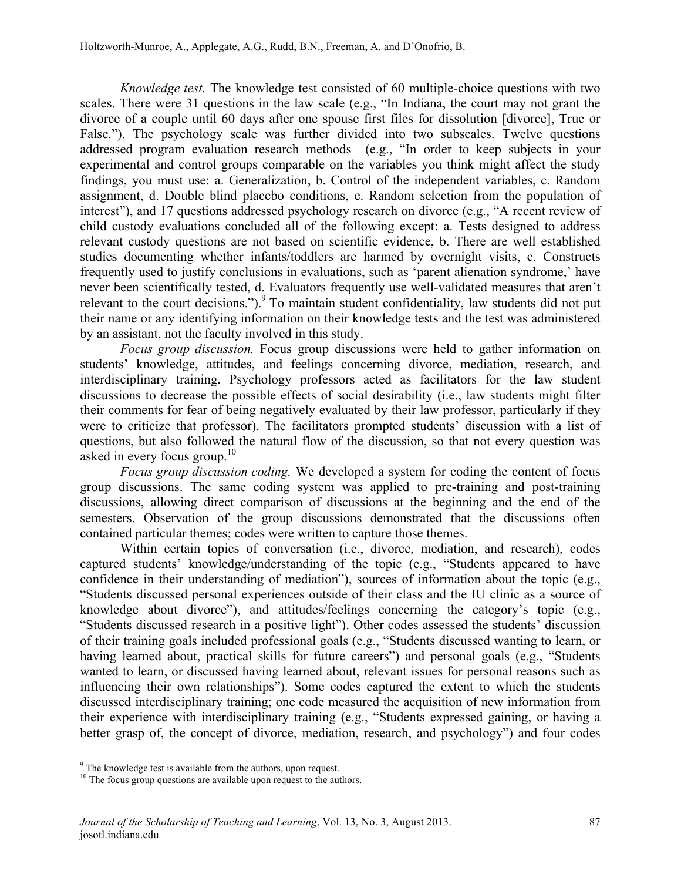*Knowledge test.* The knowledge test consisted of 60 multiple-choice questions with two scales. There were 31 questions in the law scale (e.g., "In Indiana, the court may not grant the divorce of a couple until 60 days after one spouse first files for dissolution [divorce], True or False."). The psychology scale was further divided into two subscales. Twelve questions addressed program evaluation research methods (e.g., "In order to keep subjects in your experimental and control groups comparable on the variables you think might affect the study findings, you must use: a. Generalization, b. Control of the independent variables, c. Random assignment, d. Double blind placebo conditions, e. Random selection from the population of interest"), and 17 questions addressed psychology research on divorce (e.g., "A recent review of child custody evaluations concluded all of the following except: a. Tests designed to address relevant custody questions are not based on scientific evidence, b. There are well established studies documenting whether infants/toddlers are harmed by overnight visits, c. Constructs frequently used to justify conclusions in evaluations, such as 'parent alienation syndrome,' have never been scientifically tested, d. Evaluators frequently use well-validated measures that aren't relevant to the court decisions.").[9] To maintain student confidentiality, law students did not put their name or any identifying information on their knowledge tests and the test was administered by an assistant, not the faculty involved in this study.

*Focus group discussion.* Focus group discussions were held to gather information on students' knowledge, attitudes, and feelings concerning divorce, mediation, research, and interdisciplinary training. Psychology professors acted as facilitators for the law student discussions to decrease the possible effects of social desirability (i.e., law students might filter their comments for fear of being negatively evaluated by their law professor, particularly if they were to criticize that professor). The facilitators prompted students' discussion with a list of questions, but also followed the natural flow of the discussion, so that not every question was asked in every focus group.[10]

*Focus group discussion coding.* We developed a system for coding the content of focus group discussions. The same coding system was applied to pre-training and post-training discussions, allowing direct comparison of discussions at the beginning and the end of the semesters. Observation of the group discussions demonstrated that the discussions often contained particular themes; codes were written to capture those themes.

Within certain topics of conversation (i.e., divorce, mediation, and research), codes captured students' knowledge/understanding of the topic (e.g., "Students appeared to have confidence in their understanding of mediation"), sources of information about the topic (e.g., "Students discussed personal experiences outside of their class and the IU clinic as a source of knowledge about divorce"), and attitudes/feelings concerning the category's topic (e.g., "Students discussed research in a positive light"). Other codes assessed the students' discussion of their training goals included professional goals (e.g., "Students discussed wanting to learn, or having learned about, practical skills for future careers") and personal goals (e.g., "Students wanted to learn, or discussed having learned about, relevant issues for personal reasons such as influencing their own relationships"). Some codes captured the extent to which the students discussed interdisciplinary training; one code measured the acquisition of new information from their experience with interdisciplinary training (e.g., "Students expressed gaining, or having a better grasp of, the concept of divorce, mediation, research, and psychology") and four codes

---

[9] The knowledge test is available from the authors, upon request.

[10] The focus group questions are available upon request to the authors.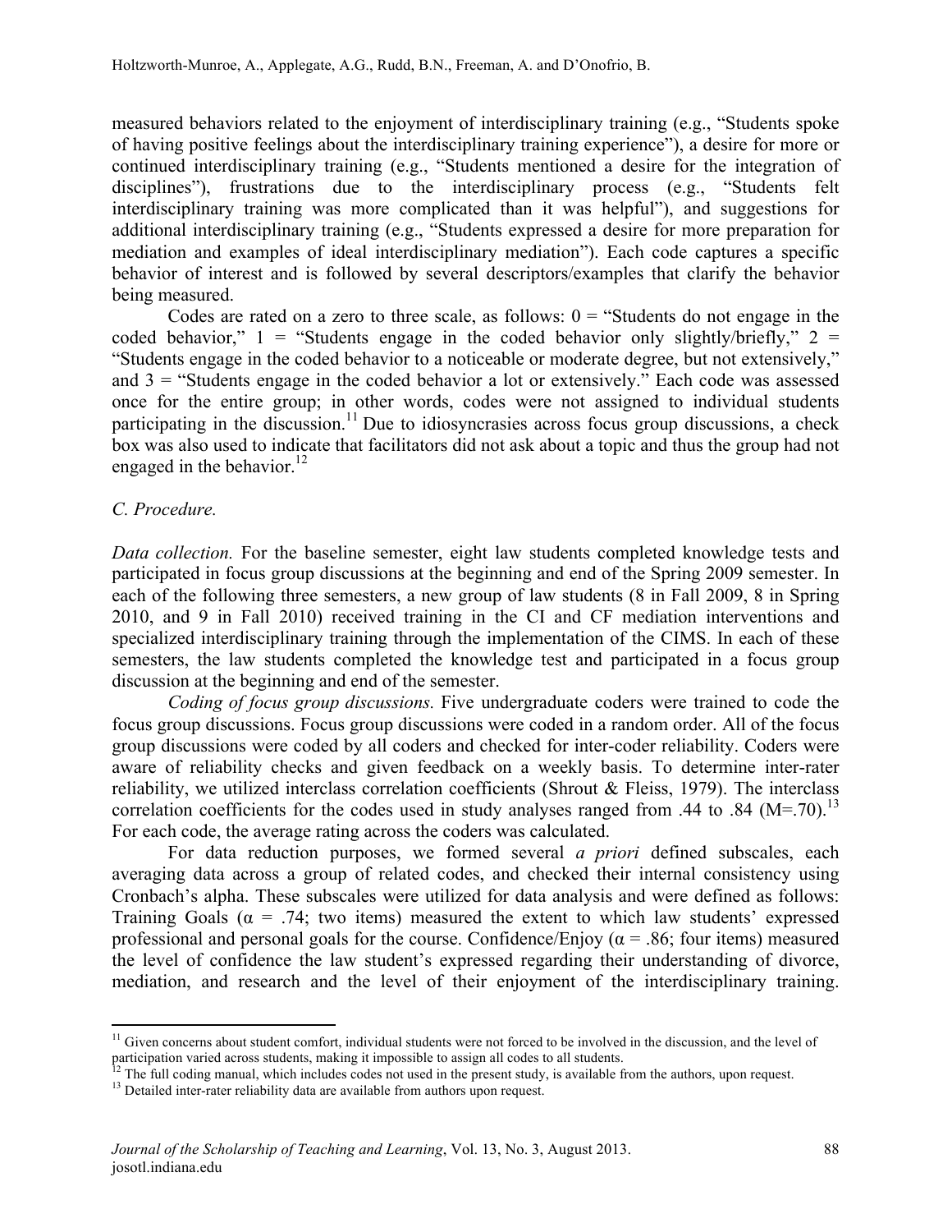measured behaviors related to the enjoyment of interdisciplinary training (e.g., "Students spoke of having positive feelings about the interdisciplinary training experience"), a desire for more or continued interdisciplinary training (e.g., "Students mentioned a desire for the integration of disciplines"), frustrations due to the interdisciplinary process (e.g., "Students felt interdisciplinary training was more complicated than it was helpful"), and suggestions for additional interdisciplinary training (e.g., "Students expressed a desire for more preparation for mediation and examples of ideal interdisciplinary mediation"). Each code captures a specific behavior of interest and is followed by several descriptors/examples that clarify the behavior being measured.

Codes are rated on a zero to three scale, as follows: 0 = "Students do not engage in the coded behavior," 1 = "Students engage in the coded behavior only slightly/briefly," 2 = "Students engage in the coded behavior to a noticeable or moderate degree, but not extensively," and 3 = "Students engage in the coded behavior a lot or extensively." Each code was assessed once for the entire group; in other words, codes were not assigned to individual students participating in the discussion.[11] Due to idiosyncrasies across focus group discussions, a check box was also used to indicate that facilitators did not ask about a topic and thus the group had not engaged in the behavior.[12]

*C. Procedure.*

*Data collection.* For the baseline semester, eight law students completed knowledge tests and participated in focus group discussions at the beginning and end of the Spring 2009 semester. In each of the following three semesters, a new group of law students (8 in Fall 2009, 8 in Spring 2010, and 9 in Fall 2010) received training in the CI and CF mediation interventions and specialized interdisciplinary training through the implementation of the CIMS. In each of these semesters, the law students completed the knowledge test and participated in a focus group discussion at the beginning and end of the semester.

*Coding of focus group discussions.* Five undergraduate coders were trained to code the focus group discussions. Focus group discussions were coded in a random order. All of the focus group discussions were coded by all coders and checked for inter-coder reliability. Coders were aware of reliability checks and given feedback on a weekly basis. To determine inter-rater reliability, we utilized interclass correlation coefficients (Shrout & Fleiss, 1979). The interclass correlation coefficients for the codes used in study analyses ranged from .44 to .84 (M=.70).[13] For each code, the average rating across the coders was calculated.

For data reduction purposes, we formed several *a priori* defined subscales, each averaging data across a group of related codes, and checked their internal consistency using Cronbach's alpha. These subscales were utilized for data analysis and were defined as follows: Training Goals ($\alpha$ = .74; two items) measured the extent to which law students' expressed professional and personal goals for the course. Confidence/Enjoy ($\alpha$ = .86; four items) measured the level of confidence the law student's expressed regarding their understanding of divorce, mediation, and research and the level of their enjoyment of the interdisciplinary training.

---

[11] Given concerns about student comfort, individual students were not forced to be involved in the discussion, and the level of participation varied across students, making it impossible to assign all codes to all students.

[12] The full coding manual, which includes codes not used in the present study, is available from the authors, upon request.

[13] Detailed inter-rater reliability data are available from authors upon request.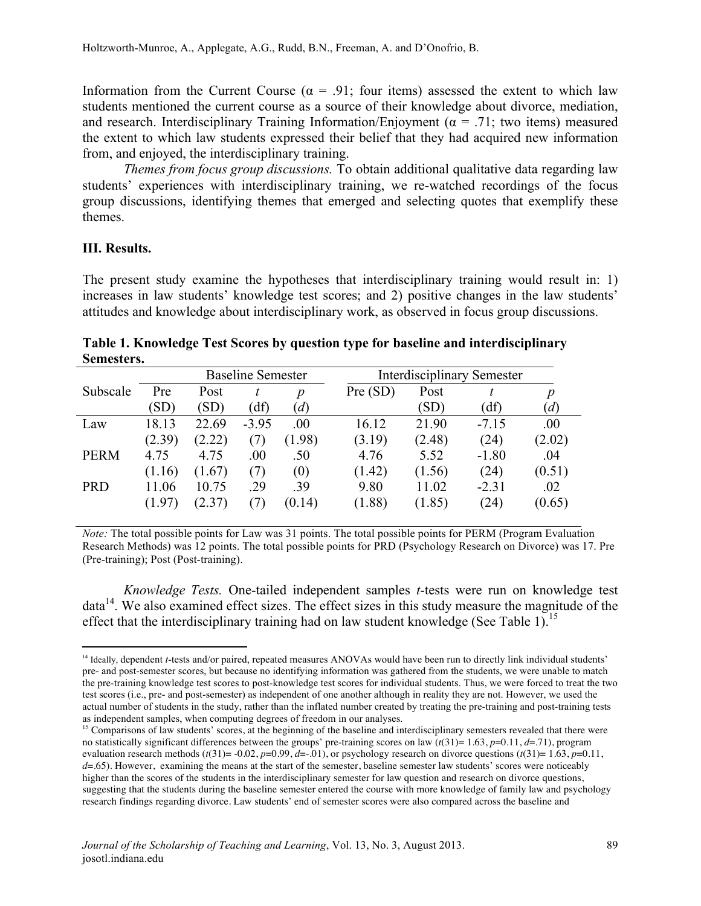Information from the Current Course (α = .91; four items) assessed the extent to which law students mentioned the current course as a source of their knowledge about divorce, mediation, and research. Interdisciplinary Training Information/Enjoyment (α = .71; two items) measured the extent to which law students expressed their belief that they had acquired new information from, and enjoyed, the interdisciplinary training.

*Themes from focus group discussions.* To obtain additional qualitative data regarding law students' experiences with interdisciplinary training, we re-watched recordings of the focus group discussions, identifying themes that emerged and selecting quotes that exemplify these themes.

## III. Results.

The present study examine the hypotheses that interdisciplinary training would result in: 1) increases in law students' knowledge test scores; and 2) positive changes in the law students' attitudes and knowledge about interdisciplinary work, as observed in focus group discussions.

**Table 1. Knowledge Test Scores by question type for baseline and interdisciplinary Semesters.**

| Subscale | Baseline Semester | | | | Interdisciplinary Semester | | | |
|---|---|---|---|---|---|---|---|---|
| | Pre (SD) | Post (SD) | *t* (df) | *p* (*d*) | Pre (SD) | Post (SD) | *t* (df) | *p* (*d*) |
| Law | 18.13 (2.39) | 22.69 (2.22) | -3.95 (7) | .00 (1.98) | 16.12 (3.19) | 21.90 (2.48) | -7.15 (24) | .00 (2.02) |
| PERM | 4.75 (1.16) | 4.75 (1.67) | .00 (7) | .50 (0) | 4.76 (1.42) | 5.52 (1.56) | -1.80 (24) | .04 (0.51) |
| PRD | 11.06 (1.97) | 10.75 (2.37) | .29 (7) | .39 (0.14) | 9.80 (1.88) | 11.02 (1.85) | -2.31 (24) | .02 (0.65) |

*Note:* The total possible points for Law was 31 points. The total possible points for PERM (Program Evaluation Research Methods) was 12 points. The total possible points for PRD (Psychology Research on Divorce) was 17. Pre (Pre-training); Post (Post-training).

*Knowledge Tests.* One-tailed independent samples *t*-tests were run on knowledge test data[14]. We also examined effect sizes. The effect sizes in this study measure the magnitude of the effect that the interdisciplinary training had on law student knowledge (See Table 1).[15]

[14] Ideally, dependent *t*-tests and/or paired, repeated measures ANOVAs would have been run to directly link individual students' pre- and post-semester scores, but because no identifying information was gathered from the students, we were unable to match the pre-training knowledge test scores to post-knowledge test scores for individual students. Thus, we were forced to treat the two test scores (i.e., pre- and post-semester) as independent of one another although in reality they are not. However, we used the actual number of students in the study, rather than the inflated number created by treating the pre-training and post-training tests as independent samples, when computing degrees of freedom in our analyses.

[15] Comparisons of law students' scores, at the beginning of the baseline and interdisciplinary semesters revealed that there were no statistically significant differences between the groups' pre-training scores on law ($t(31)= 1.63$, $p=0.11$, $d=.71$), program evaluation research methods ($t(31)= -0.02$, $p=0.99$, $d=-.01$), or psychology research on divorce questions ($t(31)= 1.63$, $p=0.11$, $d=.65$). However, examining the means at the start of the semester, baseline semester law students' scores were noticeably higher than the scores of the students in the interdisciplinary semester for law question and research on divorce questions, suggesting that the students during the baseline semester entered the course with more knowledge of family law and psychology research findings regarding divorce. Law students' end of semester scores were also compared across the baseline and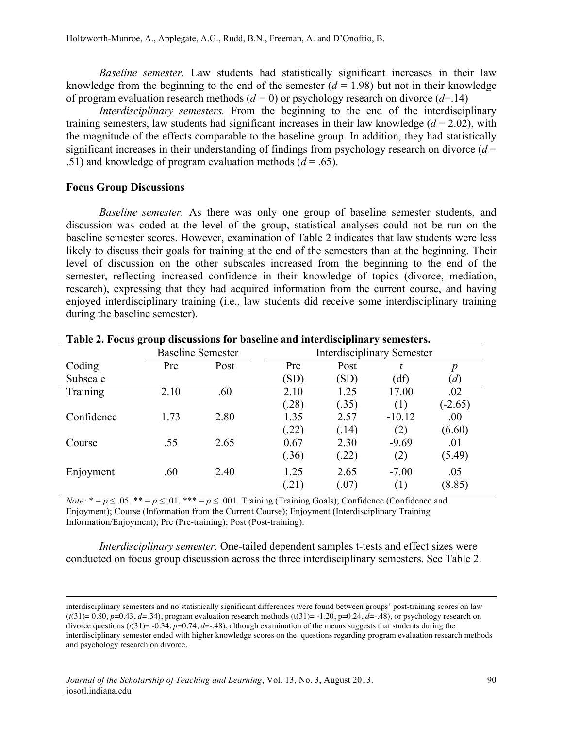*Baseline semester.* Law students had statistically significant increases in their law knowledge from the beginning to the end of the semester ($d$ = 1.98) but not in their knowledge of program evaluation research methods ($d$ = 0) or psychology research on divorce ($d$=.14)

*Interdisciplinary semesters.* From the beginning to the end of the interdisciplinary training semesters, law students had significant increases in their law knowledge ($d$ = 2.02), with the magnitude of the effects comparable to the baseline group. In addition, they had statistically significant increases in their understanding of findings from psychology research on divorce ($d$ = .51) and knowledge of program evaluation methods ($d$ = .65).

### Focus Group Discussions

*Baseline semester.* As there was only one group of baseline semester students, and discussion was coded at the level of the group, statistical analyses could not be run on the baseline semester scores. However, examination of Table 2 indicates that law students were less likely to discuss their goals for training at the end of the semesters than at the beginning. Their level of discussion on the other subscales increased from the beginning to the end of the semester, reflecting increased confidence in their knowledge of topics (divorce, mediation, research), expressing that they had acquired information from the current course, and having enjoyed interdisciplinary training (i.e., law students did receive some interdisciplinary training during the baseline semester).

**Table 2. Focus group discussions for baseline and interdisciplinary semesters.**

| | Baseline Semester | | Interdisciplinary Semester | | | |
|---|---|---|---|---|---|---|
| Coding Subscale | Pre | Post | Pre (SD) | Post (SD) | $t$ (df) | $p$ ($d$) |
| Training | 2.10 | .60 | 2.10 (.28) | 1.25 (.35) | 17.00 (1) | .02 (-2.65) |
| Confidence | 1.73 | 2.80 | 1.35 (.22) | 2.57 (.14) | -10.12 (2) | .00 (6.60) |
| Course | .55 | 2.65 | 0.67 (.36) | 2.30 (.22) | -9.69 (2) | .01 (5.49) |
| Enjoyment | .60 | 2.40 | 1.25 (.21) | 2.65 (.07) | -7.00 (1) | .05 (8.85) |

*Note:* * = $p \leq .05$. ** = $p \leq .01$. *** = $p \leq .001$. Training (Training Goals); Confidence (Confidence and Enjoyment); Course (Information from the Current Course); Enjoyment (Interdisciplinary Training Information/Enjoyment); Pre (Pre-training); Post (Post-training).

*Interdisciplinary semester.* One-tailed dependent samples t-tests and effect sizes were conducted on focus group discussion across the three interdisciplinary semesters. See Table 2.

---

interdisciplinary semesters and no statistically significant differences were found between groups' post-training scores on law ($t(31)$= 0.80, $p$=0.43, $d$=.34), program evaluation research methods ($t(31)$= -1.20, p=0.24, $d$=-.48), or psychology research on divorce questions ($t(31)$= -0.34, $p$=0.74, $d$=-.48), although examination of the means suggests that students during the interdisciplinary semester ended with higher knowledge scores on the questions regarding program evaluation research methods and psychology research on divorce.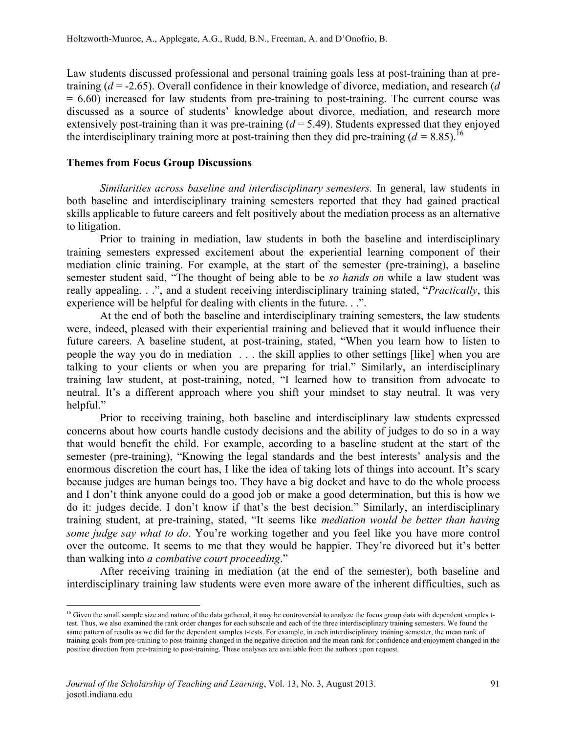Law students discussed professional and personal training goals less at post-training than at pre-training ($d$ = -2.65). Overall confidence in their knowledge of divorce, mediation, and research ($d$ = 6.60) increased for law students from pre-training to post-training. The current course was discussed as a source of students' knowledge about divorce, mediation, and research more extensively post-training than it was pre-training ($d$ = 5.49). Students expressed that they enjoyed the interdisciplinary training more at post-training then they did pre-training ($d$ = 8.85).[16]

### Themes from Focus Group Discussions

*Similarities across baseline and interdisciplinary semesters.* In general, law students in both baseline and interdisciplinary training semesters reported that they had gained practical skills applicable to future careers and felt positively about the mediation process as an alternative to litigation.

Prior to training in mediation, law students in both the baseline and interdisciplinary training semesters expressed excitement about the experiential learning component of their mediation clinic training. For example, at the start of the semester (pre-training), a baseline semester student said, "The thought of being able to be *so hands on* while a law student was really appealing. . .", and a student receiving interdisciplinary training stated, "*Practically*, this experience will be helpful for dealing with clients in the future. . .".

At the end of both the baseline and interdisciplinary training semesters, the law students were, indeed, pleased with their experiential training and believed that it would influence their future careers. A baseline student, at post-training, stated, "When you learn how to listen to people the way you do in mediation . . . the skill applies to other settings [like] when you are talking to your clients or when you are preparing for trial." Similarly, an interdisciplinary training law student, at post-training, noted, "I learned how to transition from advocate to neutral. It's a different approach where you shift your mindset to stay neutral. It was very helpful."

Prior to receiving training, both baseline and interdisciplinary law students expressed concerns about how courts handle custody decisions and the ability of judges to do so in a way that would benefit the child. For example, according to a baseline student at the start of the semester (pre-training), "Knowing the legal standards and the best interests' analysis and the enormous discretion the court has, I like the idea of taking lots of things into account. It's scary because judges are human beings too. They have a big docket and have to do the whole process and I don't think anyone could do a good job or make a good determination, but this is how we do it: judges decide. I don't know if that's the best decision." Similarly, an interdisciplinary training student, at pre-training, stated, "It seems like *mediation would be better than having some judge say what to do*. You're working together and you feel like you have more control over the outcome. It seems to me that they would be happier. They're divorced but it's better than walking into *a combative court proceeding*."

After receiving training in mediation (at the end of the semester), both baseline and interdisciplinary training law students were even more aware of the inherent difficulties, such as

---

[16] Given the small sample size and nature of the data gathered, it may be controversial to analyze the focus group data with dependent samples t-test. Thus, we also examined the rank order changes for each subscale and each of the three interdisciplinary training semesters. We found the same pattern of results as we did for the dependent samples t-tests. For example, in each interdisciplinary training semester, the mean rank of training goals from pre-training to post-training changed in the negative direction and the mean rank for confidence and enjoyment changed in the positive direction from pre-training to post-training. These analyses are available from the authors upon request.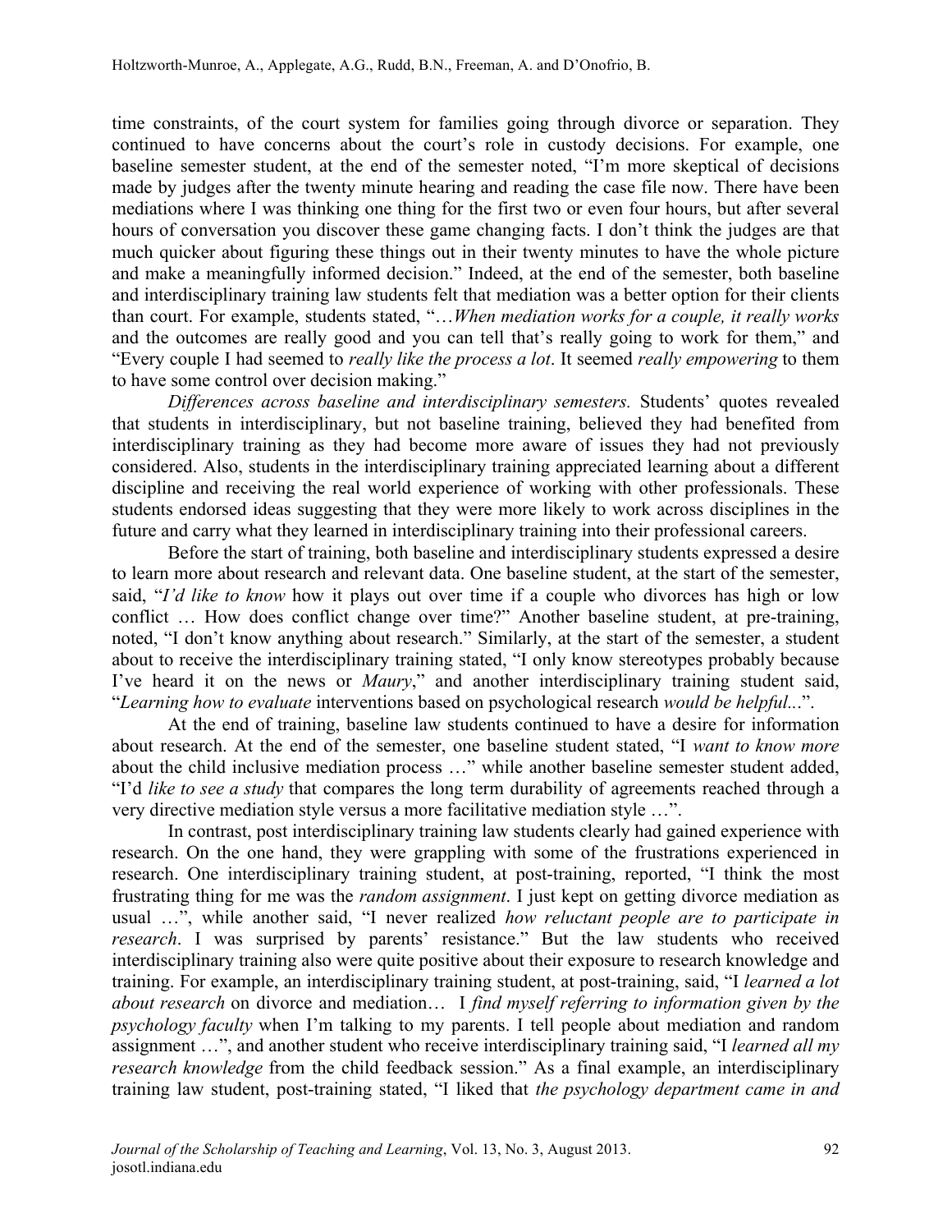time constraints, of the court system for families going through divorce or separation. They continued to have concerns about the court's role in custody decisions. For example, one baseline semester student, at the end of the semester noted, "I'm more skeptical of decisions made by judges after the twenty minute hearing and reading the case file now. There have been mediations where I was thinking one thing for the first two or even four hours, but after several hours of conversation you discover these game changing facts. I don't think the judges are that much quicker about figuring these things out in their twenty minutes to have the whole picture and make a meaningfully informed decision." Indeed, at the end of the semester, both baseline and interdisciplinary training law students felt that mediation was a better option for their clients than court. For example, students stated, "…*When mediation works for a couple, it really works* and the outcomes are really good and you can tell that's really going to work for them," and "Every couple I had seemed to *really like the process a lot*. It seemed *really empowering* to them to have some control over decision making."

*Differences across baseline and interdisciplinary semesters.* Students' quotes revealed that students in interdisciplinary, but not baseline training, believed they had benefited from interdisciplinary training as they had become more aware of issues they had not previously considered. Also, students in the interdisciplinary training appreciated learning about a different discipline and receiving the real world experience of working with other professionals. These students endorsed ideas suggesting that they were more likely to work across disciplines in the future and carry what they learned in interdisciplinary training into their professional careers.

Before the start of training, both baseline and interdisciplinary students expressed a desire to learn more about research and relevant data. One baseline student, at the start of the semester, said, "*I'd like to know* how it plays out over time if a couple who divorces has high or low conflict … How does conflict change over time?" Another baseline student, at pre-training, noted, "I don't know anything about research." Similarly, at the start of the semester, a student about to receive the interdisciplinary training stated, "I only know stereotypes probably because I've heard it on the news or *Maury*," and another interdisciplinary training student said, "*Learning how to evaluate* interventions based on psychological research *would be helpful...*".

At the end of training, baseline law students continued to have a desire for information about research. At the end of the semester, one baseline student stated, "I *want to know more* about the child inclusive mediation process …" while another baseline semester student added, "I'd *like to see a study* that compares the long term durability of agreements reached through a very directive mediation style versus a more facilitative mediation style …".

In contrast, post interdisciplinary training law students clearly had gained experience with research. On the one hand, they were grappling with some of the frustrations experienced in research. One interdisciplinary training student, at post-training, reported, "I think the most frustrating thing for me was the *random assignment*. I just kept on getting divorce mediation as usual …", while another said, "I never realized *how reluctant people are to participate in research*. I was surprised by parents' resistance." But the law students who received interdisciplinary training also were quite positive about their exposure to research knowledge and training. For example, an interdisciplinary training student, at post-training, said, "I *learned a lot about research* on divorce and mediation… I *find myself referring to information given by the psychology faculty* when I'm talking to my parents. I tell people about mediation and random assignment …", and another student who receive interdisciplinary training said, "I *learned all my research knowledge* from the child feedback session." As a final example, an interdisciplinary training law student, post-training stated, "I liked that *the psychology department came in and*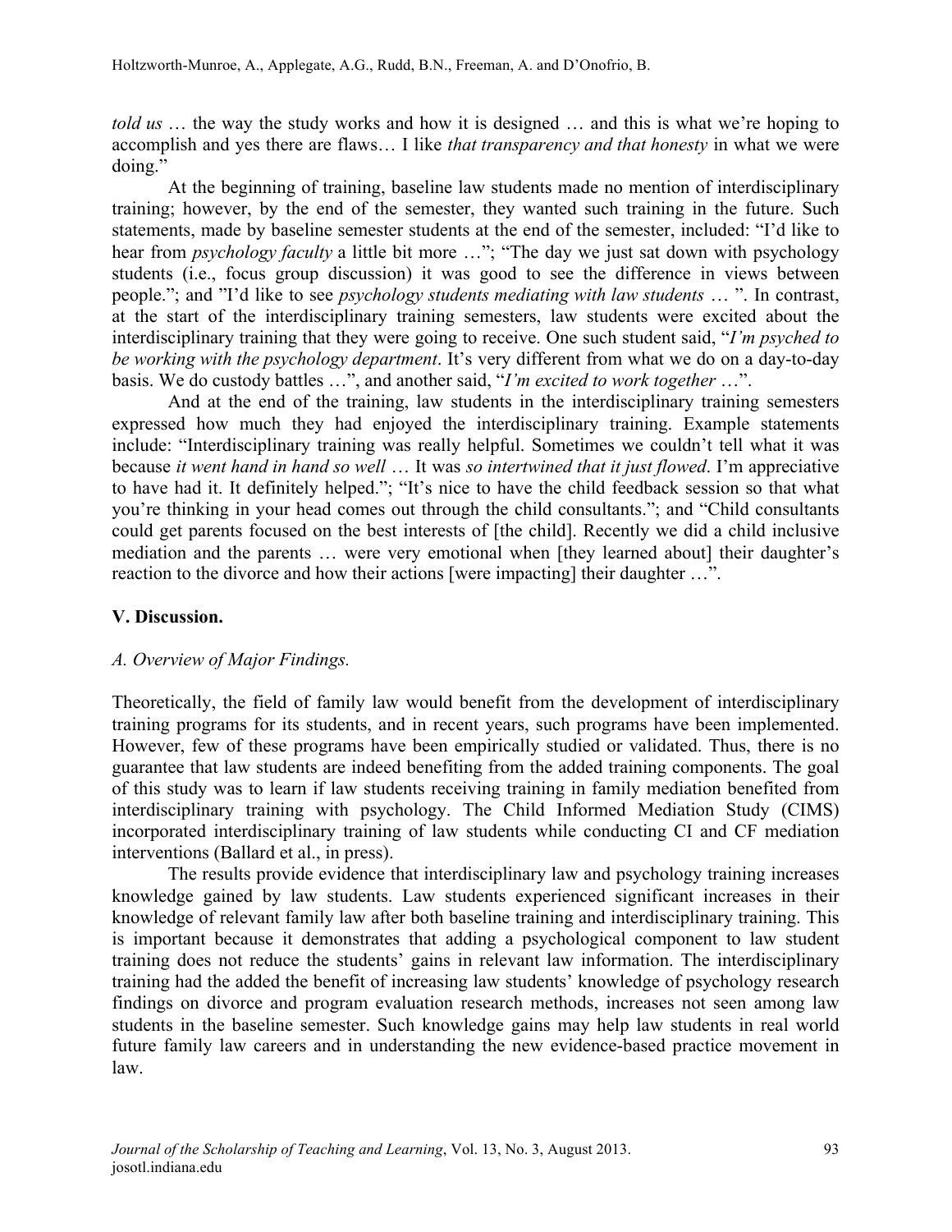*told us* … the way the study works and how it is designed … and this is what we're hoping to accomplish and yes there are flaws… I like *that transparency and that honesty* in what we were doing."

At the beginning of training, baseline law students made no mention of interdisciplinary training; however, by the end of the semester, they wanted such training in the future. Such statements, made by baseline semester students at the end of the semester, included: "I'd like to hear from *psychology faculty* a little bit more …"; "The day we just sat down with psychology students (i.e., focus group discussion) it was good to see the difference in views between people."; and "I'd like to see *psychology students mediating with law students* … ". In contrast, at the start of the interdisciplinary training semesters, law students were excited about the interdisciplinary training that they were going to receive. One such student said, "*I'm psyched to be working with the psychology department*. It's very different from what we do on a day-to-day basis. We do custody battles …", and another said, "*I'm excited to work together* …".

And at the end of the training, law students in the interdisciplinary training semesters expressed how much they had enjoyed the interdisciplinary training. Example statements include: "Interdisciplinary training was really helpful. Sometimes we couldn't tell what it was because *it went hand in hand so well* … It was *so intertwined that it just flowed*. I'm appreciative to have had it. It definitely helped."; "It's nice to have the child feedback session so that what you're thinking in your head comes out through the child consultants."; and "Child consultants could get parents focused on the best interests of [the child]. Recently we did a child inclusive mediation and the parents … were very emotional when [they learned about] their daughter's reaction to the divorce and how their actions [were impacting] their daughter …".

## V. Discussion.

### *A. Overview of Major Findings.*

Theoretically, the field of family law would benefit from the development of interdisciplinary training programs for its students, and in recent years, such programs have been implemented. However, few of these programs have been empirically studied or validated. Thus, there is no guarantee that law students are indeed benefiting from the added training components. The goal of this study was to learn if law students receiving training in family mediation benefited from interdisciplinary training with psychology. The Child Informed Mediation Study (CIMS) incorporated interdisciplinary training of law students while conducting CI and CF mediation interventions (Ballard et al., in press).

The results provide evidence that interdisciplinary law and psychology training increases knowledge gained by law students. Law students experienced significant increases in their knowledge of relevant family law after both baseline training and interdisciplinary training. This is important because it demonstrates that adding a psychological component to law student training does not reduce the students' gains in relevant law information. The interdisciplinary training had the added the benefit of increasing law students' knowledge of psychology research findings on divorce and program evaluation research methods, increases not seen among law students in the baseline semester. Such knowledge gains may help law students in real world future family law careers and in understanding the new evidence-based practice movement in law.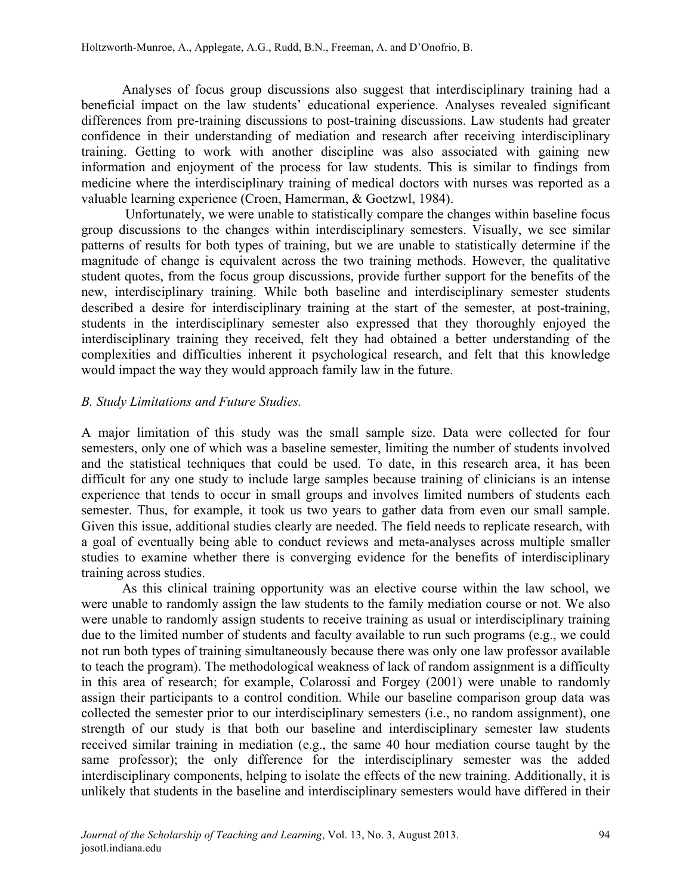Analyses of focus group discussions also suggest that interdisciplinary training had a beneficial impact on the law students' educational experience. Analyses revealed significant differences from pre-training discussions to post-training discussions. Law students had greater confidence in their understanding of mediation and research after receiving interdisciplinary training. Getting to work with another discipline was also associated with gaining new information and enjoyment of the process for law students. This is similar to findings from medicine where the interdisciplinary training of medical doctors with nurses was reported as a valuable learning experience (Croen, Hamerman, & Goetzwl, 1984).

Unfortunately, we were unable to statistically compare the changes within baseline focus group discussions to the changes within interdisciplinary semesters. Visually, we see similar patterns of results for both types of training, but we are unable to statistically determine if the magnitude of change is equivalent across the two training methods. However, the qualitative student quotes, from the focus group discussions, provide further support for the benefits of the new, interdisciplinary training. While both baseline and interdisciplinary semester students described a desire for interdisciplinary training at the start of the semester, at post-training, students in the interdisciplinary semester also expressed that they thoroughly enjoyed the interdisciplinary training they received, felt they had obtained a better understanding of the complexities and difficulties inherent it psychological research, and felt that this knowledge would impact the way they would approach family law in the future.

*B. Study Limitations and Future Studies.*

A major limitation of this study was the small sample size. Data were collected for four semesters, only one of which was a baseline semester, limiting the number of students involved and the statistical techniques that could be used. To date, in this research area, it has been difficult for any one study to include large samples because training of clinicians is an intense experience that tends to occur in small groups and involves limited numbers of students each semester. Thus, for example, it took us two years to gather data from even our small sample. Given this issue, additional studies clearly are needed. The field needs to replicate research, with a goal of eventually being able to conduct reviews and meta-analyses across multiple smaller studies to examine whether there is converging evidence for the benefits of interdisciplinary training across studies.

As this clinical training opportunity was an elective course within the law school, we were unable to randomly assign the law students to the family mediation course or not. We also were unable to randomly assign students to receive training as usual or interdisciplinary training due to the limited number of students and faculty available to run such programs (e.g., we could not run both types of training simultaneously because there was only one law professor available to teach the program). The methodological weakness of lack of random assignment is a difficulty in this area of research; for example, Colarossi and Forgey (2001) were unable to randomly assign their participants to a control condition. While our baseline comparison group data was collected the semester prior to our interdisciplinary semesters (i.e., no random assignment), one strength of our study is that both our baseline and interdisciplinary semester law students received similar training in mediation (e.g., the same 40 hour mediation course taught by the same professor); the only difference for the interdisciplinary semester was the added interdisciplinary components, helping to isolate the effects of the new training. Additionally, it is unlikely that students in the baseline and interdisciplinary semesters would have differed in their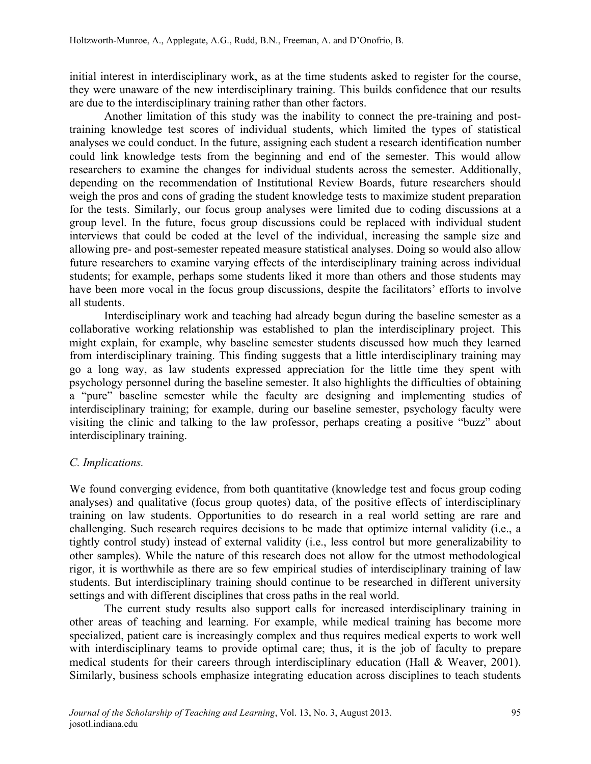initial interest in interdisciplinary work, as at the time students asked to register for the course, they were unaware of the new interdisciplinary training. This builds confidence that our results are due to the interdisciplinary training rather than other factors.

Another limitation of this study was the inability to connect the pre-training and post-training knowledge test scores of individual students, which limited the types of statistical analyses we could conduct. In the future, assigning each student a research identification number could link knowledge tests from the beginning and end of the semester. This would allow researchers to examine the changes for individual students across the semester. Additionally, depending on the recommendation of Institutional Review Boards, future researchers should weigh the pros and cons of grading the student knowledge tests to maximize student preparation for the tests. Similarly, our focus group analyses were limited due to coding discussions at a group level. In the future, focus group discussions could be replaced with individual student interviews that could be coded at the level of the individual, increasing the sample size and allowing pre- and post-semester repeated measure statistical analyses. Doing so would also allow future researchers to examine varying effects of the interdisciplinary training across individual students; for example, perhaps some students liked it more than others and those students may have been more vocal in the focus group discussions, despite the facilitators' efforts to involve all students.

Interdisciplinary work and teaching had already begun during the baseline semester as a collaborative working relationship was established to plan the interdisciplinary project. This might explain, for example, why baseline semester students discussed how much they learned from interdisciplinary training. This finding suggests that a little interdisciplinary training may go a long way, as law students expressed appreciation for the little time they spent with psychology personnel during the baseline semester. It also highlights the difficulties of obtaining a "pure" baseline semester while the faculty are designing and implementing studies of interdisciplinary training; for example, during our baseline semester, psychology faculty were visiting the clinic and talking to the law professor, perhaps creating a positive "buzz" about interdisciplinary training.

### *C. Implications.*

We found converging evidence, from both quantitative (knowledge test and focus group coding analyses) and qualitative (focus group quotes) data, of the positive effects of interdisciplinary training on law students. Opportunities to do research in a real world setting are rare and challenging. Such research requires decisions to be made that optimize internal validity (i.e., a tightly control study) instead of external validity (i.e., less control but more generalizability to other samples). While the nature of this research does not allow for the utmost methodological rigor, it is worthwhile as there are so few empirical studies of interdisciplinary training of law students. But interdisciplinary training should continue to be researched in different university settings and with different disciplines that cross paths in the real world.

The current study results also support calls for increased interdisciplinary training in other areas of teaching and learning. For example, while medical training has become more specialized, patient care is increasingly complex and thus requires medical experts to work well with interdisciplinary teams to provide optimal care; thus, it is the job of faculty to prepare medical students for their careers through interdisciplinary education (Hall & Weaver, 2001). Similarly, business schools emphasize integrating education across disciplines to teach students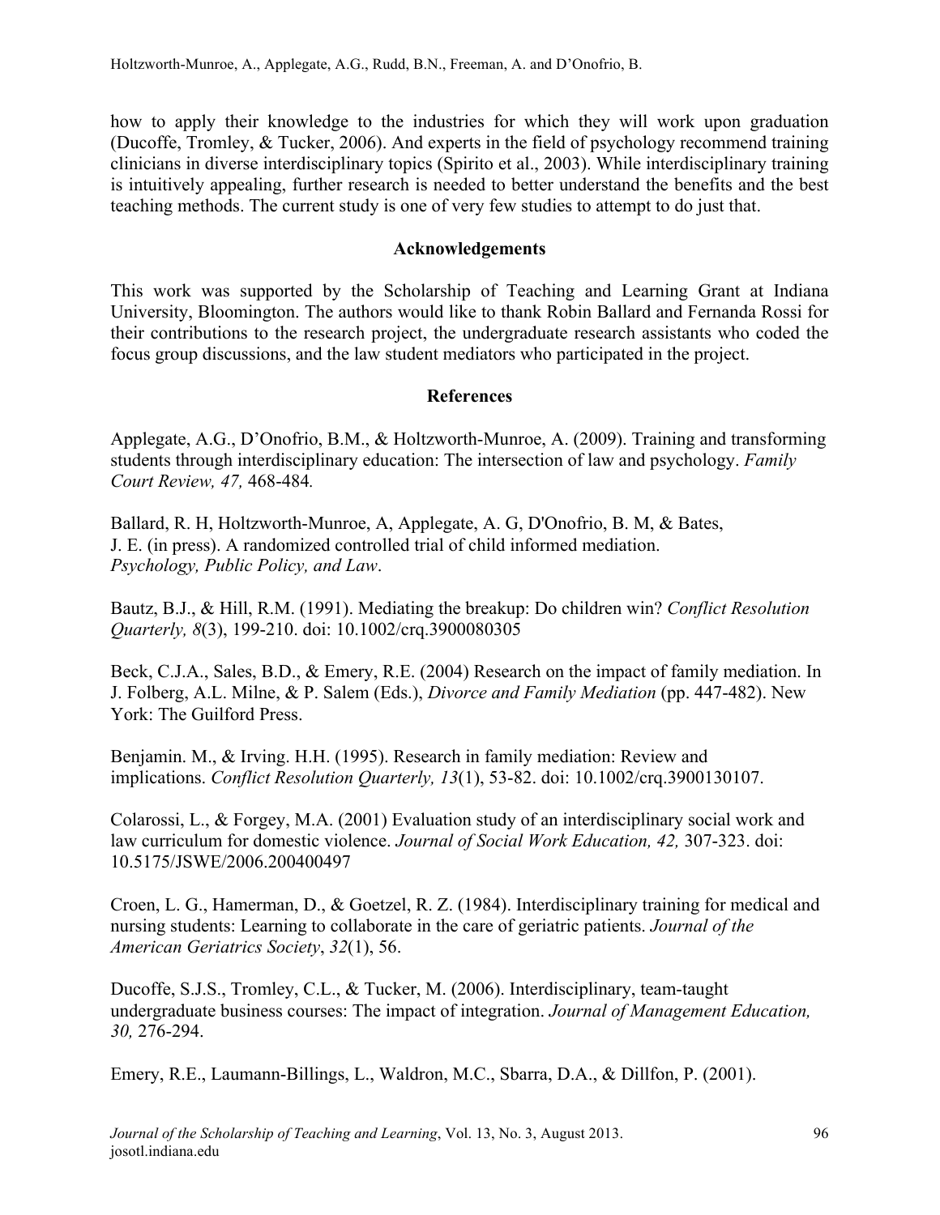how to apply their knowledge to the industries for which they will work upon graduation (Ducoffe, Tromley, & Tucker, 2006). And experts in the field of psychology recommend training clinicians in diverse interdisciplinary topics (Spirito et al., 2003). While interdisciplinary training is intuitively appealing, further research is needed to better understand the benefits and the best teaching methods. The current study is one of very few studies to attempt to do just that.

## Acknowledgements

This work was supported by the Scholarship of Teaching and Learning Grant at Indiana University, Bloomington. The authors would like to thank Robin Ballard and Fernanda Rossi for their contributions to the research project, the undergraduate research assistants who coded the focus group discussions, and the law student mediators who participated in the project.

## References

Applegate, A.G., D'Onofrio, B.M., & Holtzworth-Munroe, A. (2009). Training and transforming students through interdisciplinary education: The intersection of law and psychology. *Family Court Review, 47,* 468-484.

Ballard, R. H, Holtzworth-Munroe, A, Applegate, A. G, D'Onofrio, B. M, & Bates, J. E. (in press). A randomized controlled trial of child informed mediation. *Psychology, Public Policy, and Law*.

Bautz, B.J., & Hill, R.M. (1991). Mediating the breakup: Do children win? *Conflict Resolution Quarterly, 8*(3), 199-210. doi: 10.1002/crq.3900080305

Beck, C.J.A., Sales, B.D., & Emery, R.E. (2004) Research on the impact of family mediation. In J. Folberg, A.L. Milne, & P. Salem (Eds.), *Divorce and Family Mediation* (pp. 447-482). New York: The Guilford Press.

Benjamin. M., & Irving. H.H. (1995). Research in family mediation: Review and implications. *Conflict Resolution Quarterly, 13*(1), 53-82. doi: 10.1002/crq.3900130107.

Colarossi, L., & Forgey, M.A. (2001) Evaluation study of an interdisciplinary social work and law curriculum for domestic violence. *Journal of Social Work Education, 42,* 307-323. doi: 10.5175/JSWE/2006.200400497

Croen, L. G., Hamerman, D., & Goetzel, R. Z. (1984). Interdisciplinary training for medical and nursing students: Learning to collaborate in the care of geriatric patients. *Journal of the American Geriatrics Society*, *32*(1), 56.

Ducoffe, S.J.S., Tromley, C.L., & Tucker, M. (2006). Interdisciplinary, team-taught undergraduate business courses: The impact of integration. *Journal of Management Education, 30,* 276-294.

Emery, R.E., Laumann-Billings, L., Waldron, M.C., Sbarra, D.A., & Dillfon, P. (2001).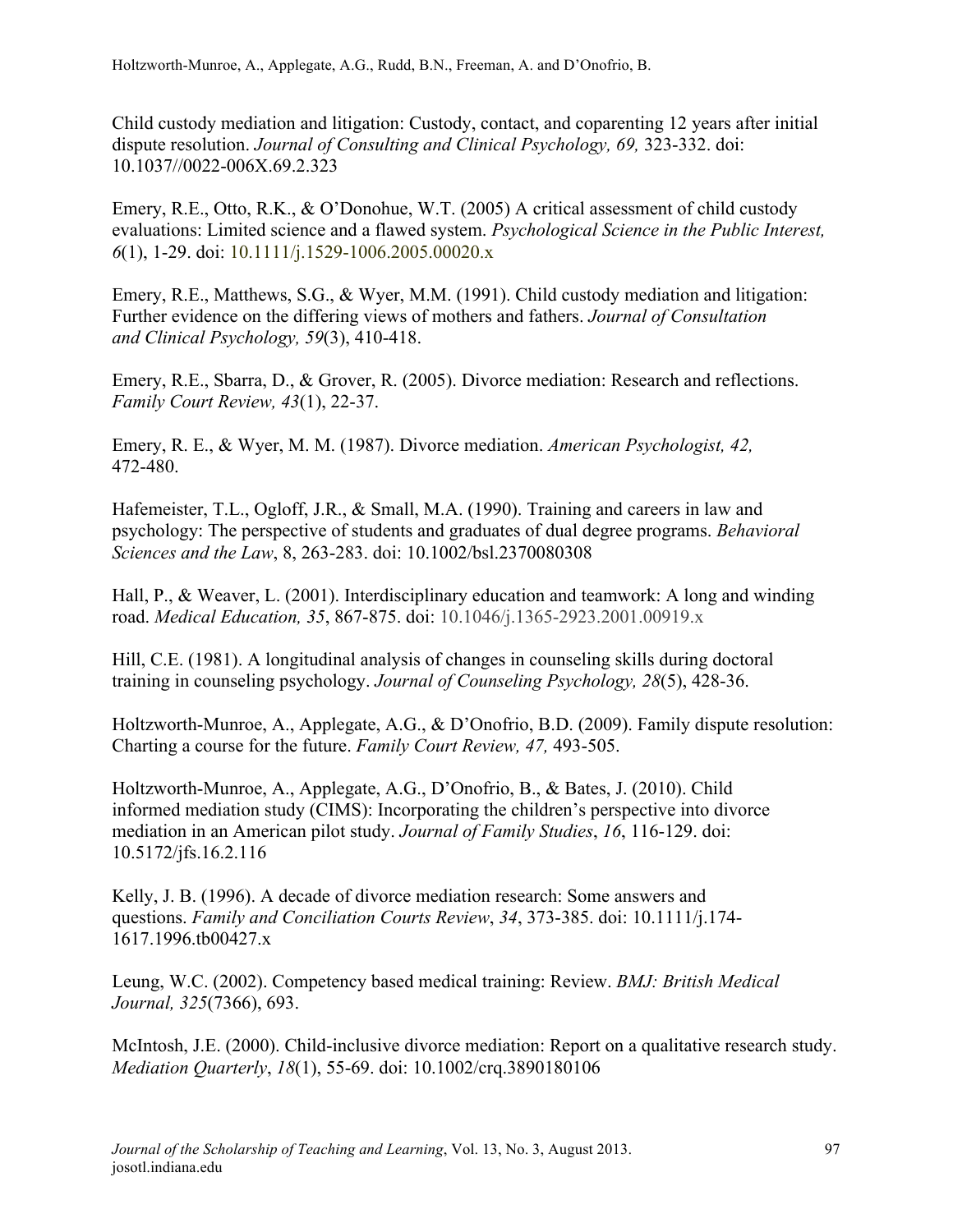Child custody mediation and litigation: Custody, contact, and coparenting 12 years after initial dispute resolution. *Journal of Consulting and Clinical Psychology, 69,* 323-332. doi: 10.1037//0022-006X.69.2.323

Emery, R.E., Otto, R.K., & O'Donohue, W.T. (2005) A critical assessment of child custody evaluations: Limited science and a flawed system. *Psychological Science in the Public Interest, 6*(1), 1-29. doi: 10.1111/j.1529-1006.2005.00020.x

Emery, R.E., Matthews, S.G., & Wyer, M.M. (1991). Child custody mediation and litigation: Further evidence on the differing views of mothers and fathers. *Journal of Consultation and Clinical Psychology, 59*(3), 410-418.

Emery, R.E., Sbarra, D., & Grover, R. (2005). Divorce mediation: Research and reflections. *Family Court Review, 43*(1), 22-37.

Emery, R. E., & Wyer, M. M. (1987). Divorce mediation. *American Psychologist, 42,* 472-480.

Hafemeister, T.L., Ogloff, J.R., & Small, M.A. (1990). Training and careers in law and psychology: The perspective of students and graduates of dual degree programs. *Behavioral Sciences and the Law*, 8, 263-283. doi: 10.1002/bsl.2370080308

Hall, P., & Weaver, L. (2001). Interdisciplinary education and teamwork: A long and winding road. *Medical Education, 35*, 867-875. doi: 10.1046/j.1365-2923.2001.00919.x

Hill, C.E. (1981). A longitudinal analysis of changes in counseling skills during doctoral training in counseling psychology. *Journal of Counseling Psychology, 28*(5), 428-36.

Holtzworth-Munroe, A., Applegate, A.G., & D'Onofrio, B.D. (2009). Family dispute resolution: Charting a course for the future. *Family Court Review, 47,* 493-505.

Holtzworth-Munroe, A., Applegate, A.G., D'Onofrio, B., & Bates, J. (2010). Child informed mediation study (CIMS): Incorporating the children's perspective into divorce mediation in an American pilot study. *Journal of Family Studies*, *16*, 116-129. doi: 10.5172/jfs.16.2.116

Kelly, J. B. (1996). A decade of divorce mediation research: Some answers and questions. *Family and Conciliation Courts Review*, *34*, 373-385. doi: 10.1111/j.174-1617.1996.tb00427.x

Leung, W.C. (2002). Competency based medical training: Review. *BMJ: British Medical Journal, 325*(7366), 693.

McIntosh, J.E. (2000). Child-inclusive divorce mediation: Report on a qualitative research study. *Mediation Quarterly*, *18*(1), 55-69. doi: 10.1002/crq.3890180106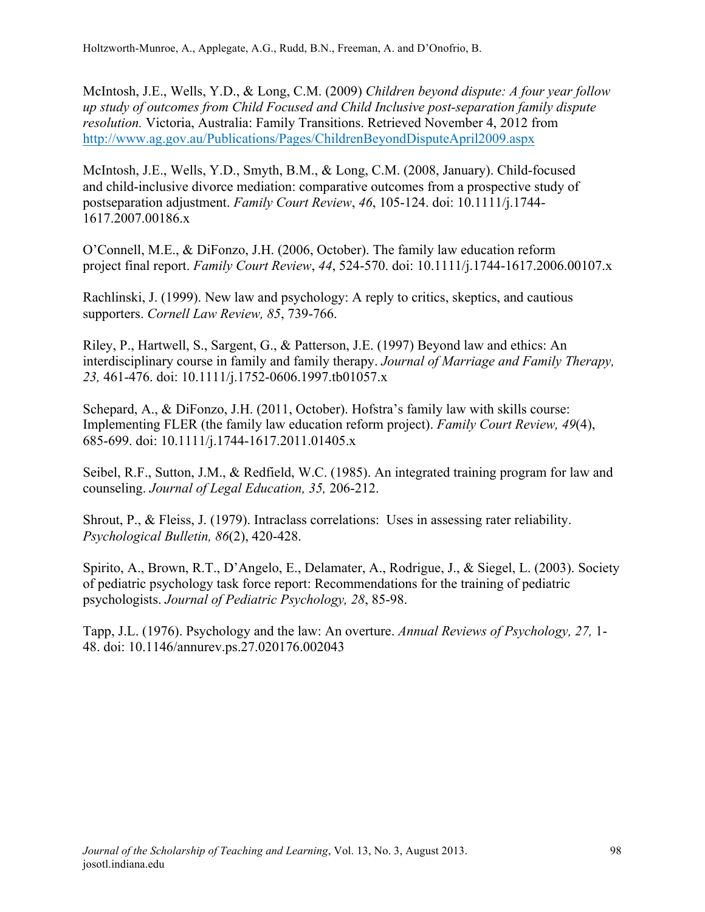McIntosh, J.E., Wells, Y.D., & Long, C.M. (2009) *Children beyond dispute: A four year follow up study of outcomes from Child Focused and Child Inclusive post-separation family dispute resolution.* Victoria, Australia: Family Transitions. Retrieved November 4, 2012 from http://www.ag.gov.au/Publications/Pages/ChildrenBeyondDisputeApril2009.aspx

McIntosh, J.E., Wells, Y.D., Smyth, B.M., & Long, C.M. (2008, January). Child-focused and child-inclusive divorce mediation: comparative outcomes from a prospective study of postseparation adjustment. *Family Court Review*, *46*, 105-124. doi: 10.1111/j.1744-1617.2007.00186.x

O'Connell, M.E., & DiFonzo, J.H. (2006, October). The family law education reform project final report. *Family Court Review*, *44*, 524-570. doi: 10.1111/j.1744-1617.2006.00107.x

Rachlinski, J. (1999). New law and psychology: A reply to critics, skeptics, and cautious supporters. *Cornell Law Review, 85*, 739-766.

Riley, P., Hartwell, S., Sargent, G., & Patterson, J.E. (1997) Beyond law and ethics: An interdisciplinary course in family and family therapy. *Journal of Marriage and Family Therapy, 23,* 461-476. doi: 10.1111/j.1752-0606.1997.tb01057.x

Schepard, A., & DiFonzo, J.H. (2011, October). Hofstra's family law with skills course: Implementing FLER (the family law education reform project). *Family Court Review, 49*(4), 685-699. doi: 10.1111/j.1744-1617.2011.01405.x

Seibel, R.F., Sutton, J.M., & Redfield, W.C. (1985). An integrated training program for law and counseling. *Journal of Legal Education, 35,* 206-212.

Shrout, P., & Fleiss, J. (1979). Intraclass correlations: Uses in assessing rater reliability. *Psychological Bulletin, 86*(2), 420-428.

Spirito, A., Brown, R.T., D'Angelo, E., Delamater, A., Rodrigue, J., & Siegel, L. (2003). Society of pediatric psychology task force report: Recommendations for the training of pediatric psychologists. *Journal of Pediatric Psychology, 28*, 85-98.

Tapp, J.L. (1976). Psychology and the law: An overture. *Annual Reviews of Psychology, 27,* 1-48. doi: 10.1146/annurev.ps.27.020176.002043